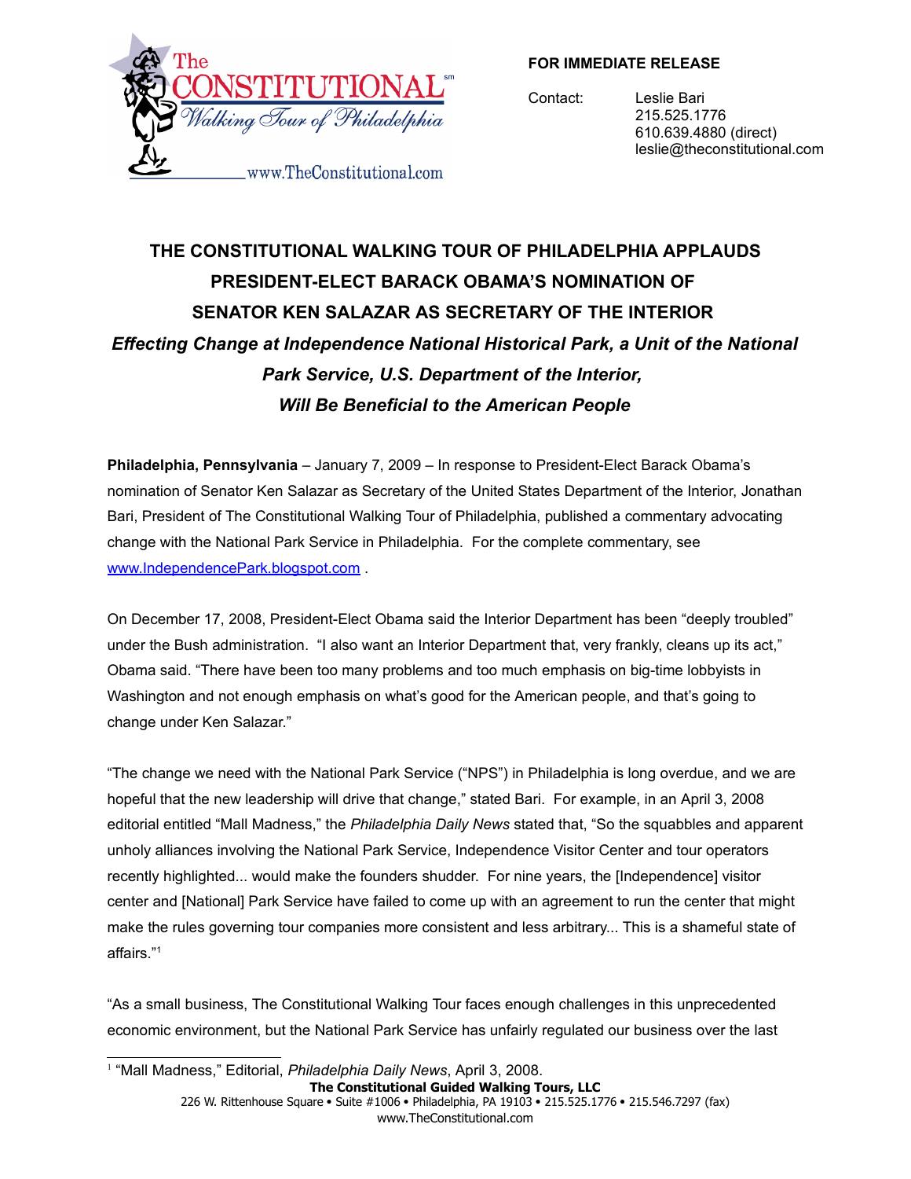The Constitutional Walking Tour of Philadelphia

www.TheConstitutional.com

**FOR IMMEDIATE RELEASE**

Contact: Leslie Bari
215.525.1776
610.639.4880 (direct)
leslie@theconstitutional.com

# THE CONSTITUTIONAL WALKING TOUR OF PHILADELPHIA APPLAUDS PRESIDENT-ELECT BARACK OBAMA'S NOMINATION OF SENATOR KEN SALAZAR AS SECRETARY OF THE INTERIOR

***Effecting Change at Independence National Historical Park, a Unit of the National Park Service, U.S. Department of the Interior, Will Be Beneficial to the American People***

**Philadelphia, Pennsylvania** – January 7, 2009 – In response to President-Elect Barack Obama's nomination of Senator Ken Salazar as Secretary of the United States Department of the Interior, Jonathan Bari, President of The Constitutional Walking Tour of Philadelphia, published a commentary advocating change with the National Park Service in Philadelphia. For the complete commentary, see www.IndependencePark.blogspot.com .

On December 17, 2008, President-Elect Obama said the Interior Department has been "deeply troubled" under the Bush administration. "I also want an Interior Department that, very frankly, cleans up its act," Obama said. "There have been too many problems and too much emphasis on big-time lobbyists in Washington and not enough emphasis on what's good for the American people, and that's going to change under Ken Salazar."

"The change we need with the National Park Service ("NPS") in Philadelphia is long overdue, and we are hopeful that the new leadership will drive that change," stated Bari. For example, in an April 3, 2008 editorial entitled "Mall Madness," the *Philadelphia Daily News* stated that, "So the squabbles and apparent unholy alliances involving the National Park Service, Independence Visitor Center and tour operators recently highlighted... would make the founders shudder. For nine years, the [Independence] visitor center and [National] Park Service have failed to come up with an agreement to run the center that might make the rules governing tour companies more consistent and less arbitrary... This is a shameful state of affairs."[1]

"As a small business, The Constitutional Walking Tour faces enough challenges in this unprecedented economic environment, but the National Park Service has unfairly regulated our business over the last

---

[1] "Mall Madness," Editorial, *Philadelphia Daily News*, April 3, 2008.

**The Constitutional Guided Walking Tours, LLC**
226 W. Rittenhouse Square • Suite #1006 • Philadelphia, PA 19103 • 215.525.1776 • 215.546.7297 (fax)
www.TheConstitutional.com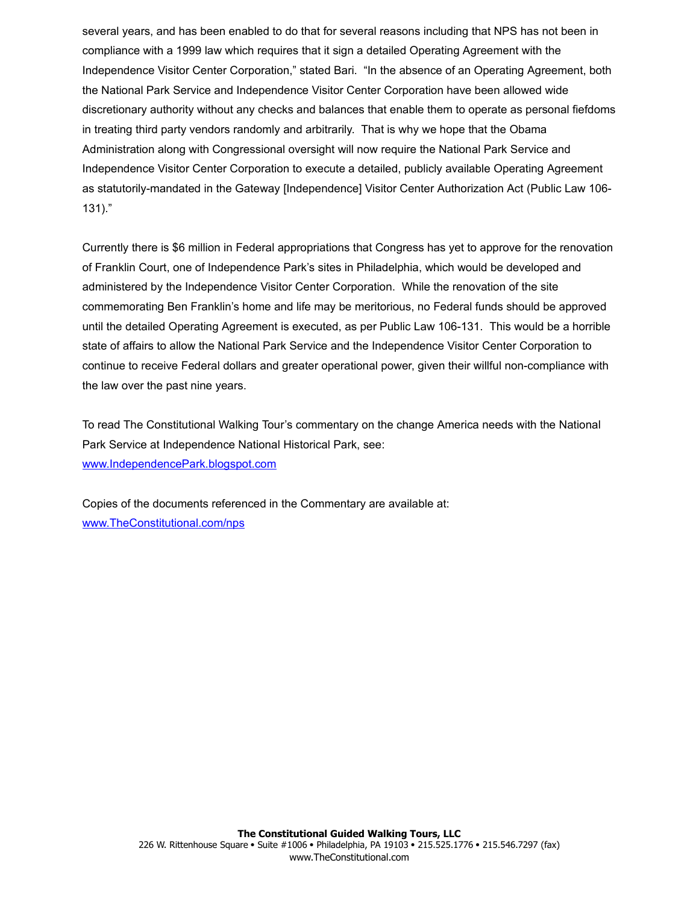several years, and has been enabled to do that for several reasons including that NPS has not been in compliance with a 1999 law which requires that it sign a detailed Operating Agreement with the Independence Visitor Center Corporation," stated Bari. "In the absence of an Operating Agreement, both the National Park Service and Independence Visitor Center Corporation have been allowed wide discretionary authority without any checks and balances that enable them to operate as personal fiefdoms in treating third party vendors randomly and arbitrarily. That is why we hope that the Obama Administration along with Congressional oversight will now require the National Park Service and Independence Visitor Center Corporation to execute a detailed, publicly available Operating Agreement as statutorily-mandated in the Gateway [Independence] Visitor Center Authorization Act (Public Law 106-131)."

Currently there is $6 million in Federal appropriations that Congress has yet to approve for the renovation of Franklin Court, one of Independence Park's sites in Philadelphia, which would be developed and administered by the Independence Visitor Center Corporation. While the renovation of the site commemorating Ben Franklin's home and life may be meritorious, no Federal funds should be approved until the detailed Operating Agreement is executed, as per Public Law 106-131. This would be a horrible state of affairs to allow the National Park Service and the Independence Visitor Center Corporation to continue to receive Federal dollars and greater operational power, given their willful non-compliance with the law over the past nine years.

To read The Constitutional Walking Tour's commentary on the change America needs with the National Park Service at Independence National Historical Park, see:
[www.IndependencePark.blogspot.com](http://www.IndependencePark.blogspot.com)

Copies of the documents referenced in the Commentary are available at:
[www.TheConstitutional.com/nps](http://www.TheConstitutional.com/nps)

**The Constitutional Guided Walking Tours, LLC**
226 W. Rittenhouse Square • Suite #1006 • Philadelphia, PA 19103 • 215.525.1776 • 215.546.7297 (fax)
www.TheConstitutional.com